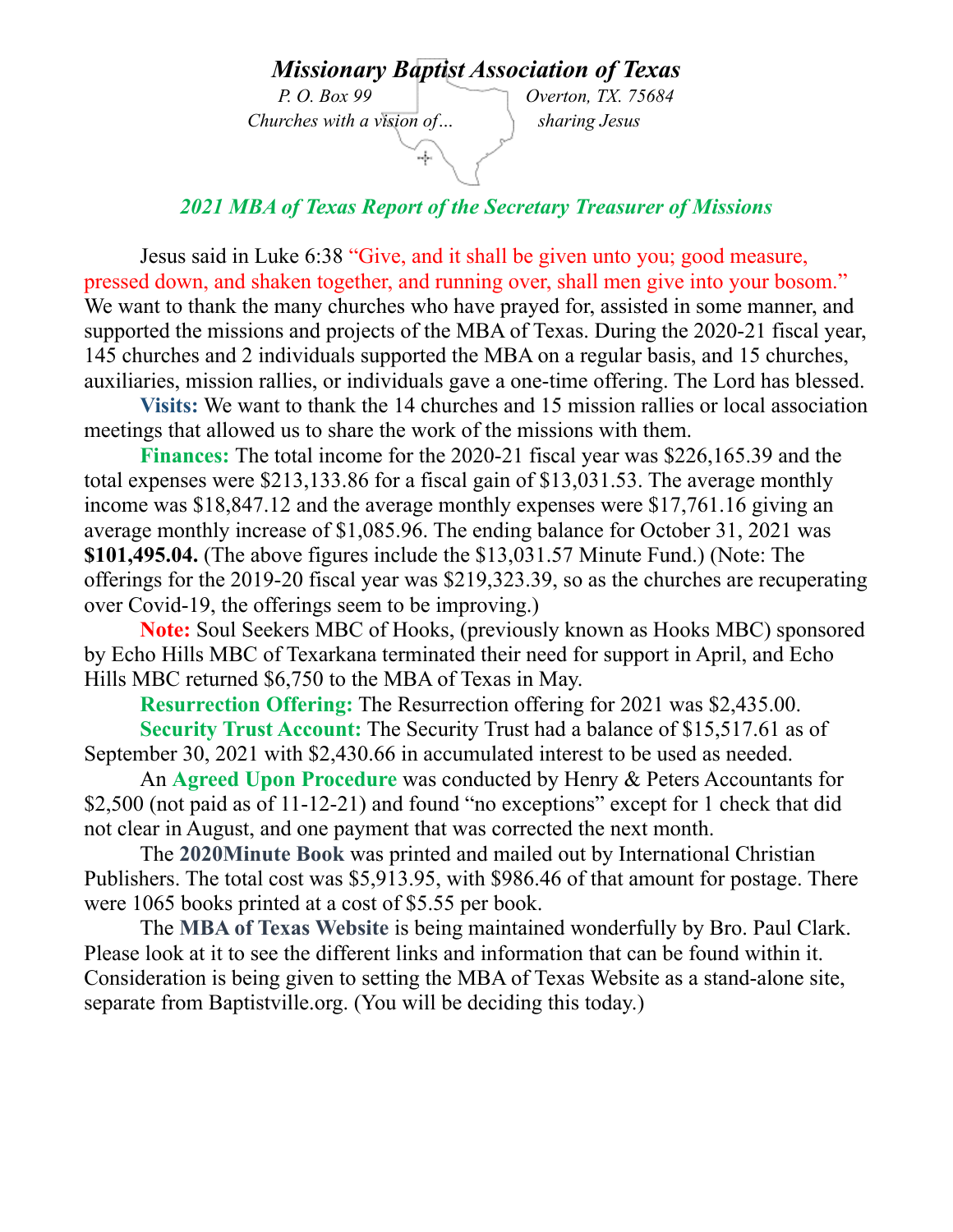# *Missionary Baptist Association of Texas*

*P. O. Box 99* *Overton, TX. 75684*

*Churches with a vision of…* *sharing Jesus*

## *2021 MBA of Texas Report of the Secretary Treasurer of Missions*

Jesus said in Luke 6:38 "Give, and it shall be given unto you; good measure, pressed down, and shaken together, and running over, shall men give into your bosom." We want to thank the many churches who have prayed for, assisted in some manner, and supported the missions and projects of the MBA of Texas. During the 2020-21 fiscal year, 145 churches and 2 individuals supported the MBA on a regular basis, and 15 churches, auxiliaries, mission rallies, or individuals gave a one-time offering. The Lord has blessed.

**Visits:** We want to thank the 14 churches and 15 mission rallies or local association meetings that allowed us to share the work of the missions with them.

**Finances:** The total income for the 2020-21 fiscal year was $226,165.39 and the total expenses were $213,133.86 for a fiscal gain of $13,031.53. The average monthly income was $18,847.12 and the average monthly expenses were $17,761.16 giving an average monthly increase of $1,085.96. The ending balance for October 31, 2021 was **$101,495.04.** (The above figures include the $13,031.57 Minute Fund.) (Note: The offerings for the 2019-20 fiscal year was $219,323.39, so as the churches are recuperating over Covid-19, the offerings seem to be improving.)

**Note:** Soul Seekers MBC of Hooks, (previously known as Hooks MBC) sponsored by Echo Hills MBC of Texarkana terminated their need for support in April, and Echo Hills MBC returned $6,750 to the MBA of Texas in May.

**Resurrection Offering:** The Resurrection offering for 2021 was $2,435.00.

**Security Trust Account:** The Security Trust had a balance of $15,517.61 as of September 30, 2021 with $2,430.66 in accumulated interest to be used as needed.

An **Agreed Upon Procedure** was conducted by Henry & Peters Accountants for $2,500 (not paid as of 11-12-21) and found "no exceptions" except for 1 check that did not clear in August, and one payment that was corrected the next month.

The **2020Minute Book** was printed and mailed out by International Christian Publishers. The total cost was $5,913.95, with $986.46 of that amount for postage. There were 1065 books printed at a cost of $5.55 per book.

The **MBA of Texas Website** is being maintained wonderfully by Bro. Paul Clark. Please look at it to see the different links and information that can be found within it. Consideration is being given to setting the MBA of Texas Website as a stand-alone site, separate from Baptistville.org. (You will be deciding this today.)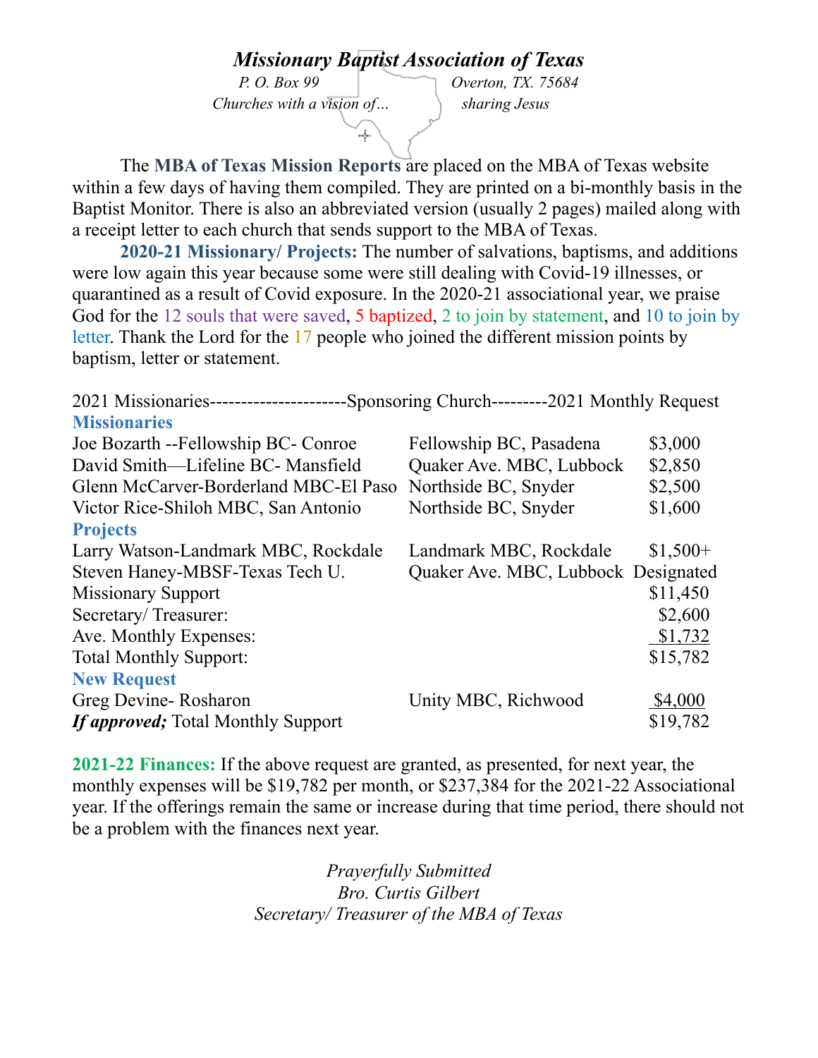# *Missionary Baptist Association of Texas*

*P. O. Box 99* *Overton, TX. 75684*

*Churches with a vision of…* *sharing Jesus*

The **MBA of Texas Mission Reports** are placed on the MBA of Texas website within a few days of having them compiled. They are printed on a bi-monthly basis in the Baptist Monitor. There is also an abbreviated version (usually 2 pages) mailed along with a receipt letter to each church that sends support to the MBA of Texas.

**2020-21 Missionary/ Projects:** The number of salvations, baptisms, and additions were low again this year because some were still dealing with Covid-19 illnesses, or quarantined as a result of Covid exposure. In the 2020-21 associational year, we praise God for the 12 souls that were saved, 5 baptized, 2 to join by statement, and 10 to join by letter. Thank the Lord for the 17 people who joined the different mission points by baptism, letter or statement.

| 2021 Missionaries | Sponsoring Church | 2021 Monthly Request |
|---|---|---|
| **Missionaries** | | |
| Joe Bozarth --Fellowship BC- Conroe | Fellowship BC, Pasadena | $3,000 |
| David Smith—Lifeline BC- Mansfield | Quaker Ave. MBC, Lubbock | $2,850 |
| Glenn McCarver-Borderland MBC-El Paso | Northside BC, Snyder | $2,500 |
| Victor Rice-Shiloh MBC, San Antonio | Northside BC, Snyder | $1,600 |
| **Projects** | | |
| Larry Watson-Landmark MBC, Rockdale | Landmark MBC, Rockdale | $1,500+ |
| Steven Haney-MBSF-Texas Tech U. | Quaker Ave. MBC, Lubbock | Designated |
| Missionary Support | | $11,450 |
| Secretary/ Treasurer: | | $2,600 |
| Ave. Monthly Expenses: | | $1,732 |
| Total Monthly Support: | | $15,782 |
| **New Request** | | |
| Greg Devine- Rosharon | Unity MBC, Richwood | $4,000 |
| ***If approved;*** Total Monthly Support | | $19,782 |

**2021-22 Finances:** If the above request are granted, as presented, for next year, the monthly expenses will be $19,782 per month, or $237,384 for the 2021-22 Associational year. If the offerings remain the same or increase during that time period, there should not be a problem with the finances next year.

*Prayerfully Submitted*
*Bro. Curtis Gilbert*
*Secretary/ Treasurer of the MBA of Texas*